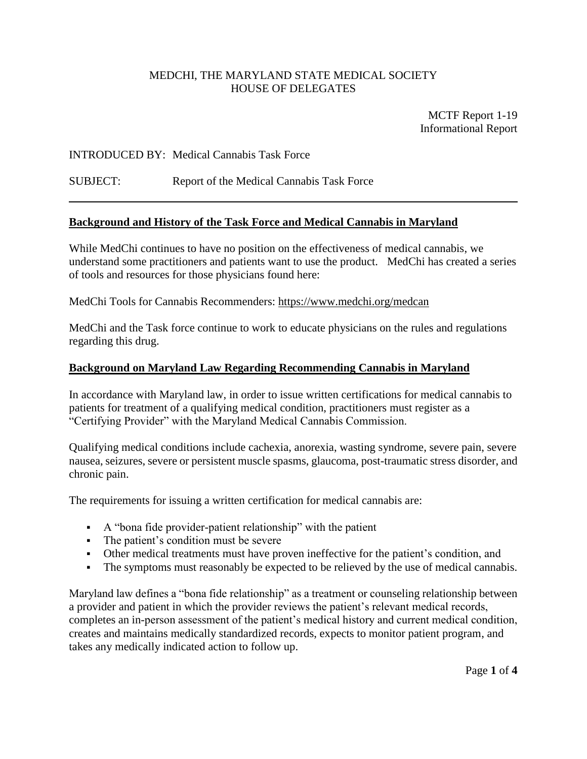MEDCHI, THE MARYLAND STATE MEDICAL SOCIETY
HOUSE OF DELEGATES

MCTF Report 1-19
Informational Report

INTRODUCED BY: Medical Cannabis Task Force

SUBJECT: Report of the Medical Cannabis Task Force

---

## Background and History of the Task Force and Medical Cannabis in Maryland

While MedChi continues to have no position on the effectiveness of medical cannabis, we understand some practitioners and patients want to use the product. MedChi has created a series of tools and resources for those physicians found here:

MedChi Tools for Cannabis Recommenders: https://www.medchi.org/medcan

MedChi and the Task force continue to work to educate physicians on the rules and regulations regarding this drug.

## Background on Maryland Law Regarding Recommending Cannabis in Maryland

In accordance with Maryland law, in order to issue written certifications for medical cannabis to patients for treatment of a qualifying medical condition, practitioners must register as a "Certifying Provider" with the Maryland Medical Cannabis Commission.

Qualifying medical conditions include cachexia, anorexia, wasting syndrome, severe pain, severe nausea, seizures, severe or persistent muscle spasms, glaucoma, post-traumatic stress disorder, and chronic pain.

The requirements for issuing a written certification for medical cannabis are:

- A "bona fide provider-patient relationship" with the patient
- The patient's condition must be severe
- Other medical treatments must have proven ineffective for the patient's condition, and
- The symptoms must reasonably be expected to be relieved by the use of medical cannabis.

Maryland law defines a "bona fide relationship" as a treatment or counseling relationship between a provider and patient in which the provider reviews the patient's relevant medical records, completes an in-person assessment of the patient's medical history and current medical condition, creates and maintains medically standardized records, expects to monitor patient program, and takes any medically indicated action to follow up.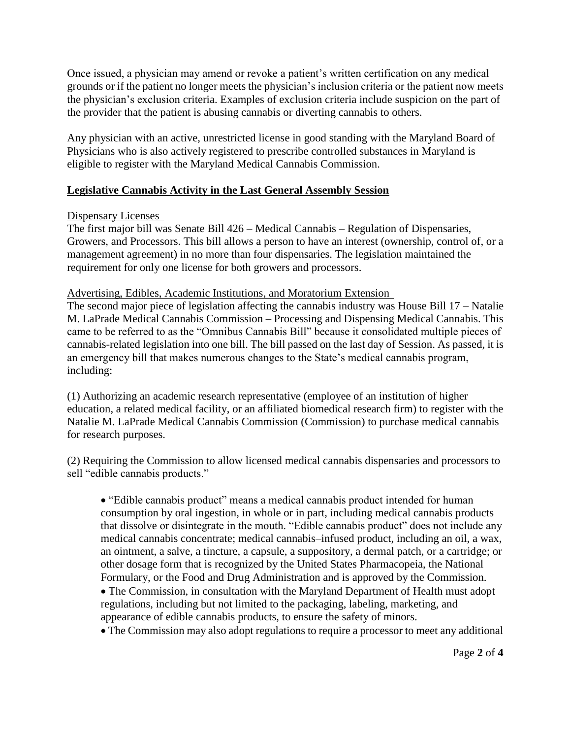Once issued, a physician may amend or revoke a patient's written certification on any medical grounds or if the patient no longer meets the physician's inclusion criteria or the patient now meets the physician's exclusion criteria. Examples of exclusion criteria include suspicion on the part of the provider that the patient is abusing cannabis or diverting cannabis to others.

Any physician with an active, unrestricted license in good standing with the Maryland Board of Physicians who is also actively registered to prescribe controlled substances in Maryland is eligible to register with the Maryland Medical Cannabis Commission.

## Legislative Cannabis Activity in the Last General Assembly Session

### Dispensary Licenses

The first major bill was Senate Bill 426 – Medical Cannabis – Regulation of Dispensaries, Growers, and Processors. This bill allows a person to have an interest (ownership, control of, or a management agreement) in no more than four dispensaries. The legislation maintained the requirement for only one license for both growers and processors.

### Advertising, Edibles, Academic Institutions, and Moratorium Extension

The second major piece of legislation affecting the cannabis industry was House Bill 17 – Natalie M. LaPrade Medical Cannabis Commission – Processing and Dispensing Medical Cannabis. This came to be referred to as the "Omnibus Cannabis Bill" because it consolidated multiple pieces of cannabis-related legislation into one bill. The bill passed on the last day of Session. As passed, it is an emergency bill that makes numerous changes to the State's medical cannabis program, including:

(1) Authorizing an academic research representative (employee of an institution of higher education, a related medical facility, or an affiliated biomedical research firm) to register with the Natalie M. LaPrade Medical Cannabis Commission (Commission) to purchase medical cannabis for research purposes.

(2) Requiring the Commission to allow licensed medical cannabis dispensaries and processors to sell "edible cannabis products."

- "Edible cannabis product" means a medical cannabis product intended for human consumption by oral ingestion, in whole or in part, including medical cannabis products that dissolve or disintegrate in the mouth. "Edible cannabis product" does not include any medical cannabis concentrate; medical cannabis–infused product, including an oil, a wax, an ointment, a salve, a tincture, a capsule, a suppository, a dermal patch, or a cartridge; or other dosage form that is recognized by the United States Pharmacopeia, the National Formulary, or the Food and Drug Administration and is approved by the Commission.
- The Commission, in consultation with the Maryland Department of Health must adopt regulations, including but not limited to the packaging, labeling, marketing, and appearance of edible cannabis products, to ensure the safety of minors.
- The Commission may also adopt regulations to require a processor to meet any additional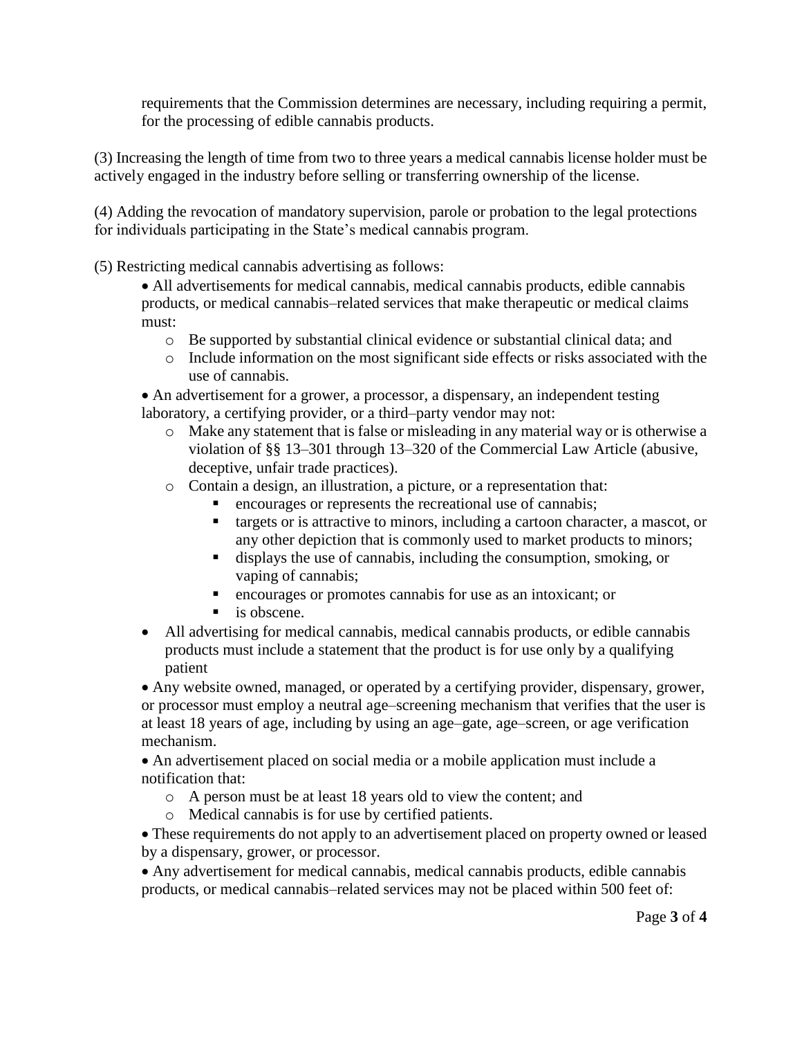requirements that the Commission determines are necessary, including requiring a permit, for the processing of edible cannabis products.

(3) Increasing the length of time from two to three years a medical cannabis license holder must be actively engaged in the industry before selling or transferring ownership of the license.

(4) Adding the revocation of mandatory supervision, parole or probation to the legal protections for individuals participating in the State's medical cannabis program.

(5) Restricting medical cannabis advertising as follows:

- All advertisements for medical cannabis, medical cannabis products, edible cannabis products, or medical cannabis–related services that make therapeutic or medical claims must:
  - Be supported by substantial clinical evidence or substantial clinical data; and
  - Include information on the most significant side effects or risks associated with the use of cannabis.
- An advertisement for a grower, a processor, a dispensary, an independent testing laboratory, a certifying provider, or a third–party vendor may not:
  - Make any statement that is false or misleading in any material way or is otherwise a violation of §§ 13–301 through 13–320 of the Commercial Law Article (abusive, deceptive, unfair trade practices).
  - Contain a design, an illustration, a picture, or a representation that:
    - encourages or represents the recreational use of cannabis;
    - targets or is attractive to minors, including a cartoon character, a mascot, or any other depiction that is commonly used to market products to minors;
    - displays the use of cannabis, including the consumption, smoking, or vaping of cannabis;
    - encourages or promotes cannabis for use as an intoxicant; or
    - is obscene.
- All advertising for medical cannabis, medical cannabis products, or edible cannabis products must include a statement that the product is for use only by a qualifying patient
- Any website owned, managed, or operated by a certifying provider, dispensary, grower, or processor must employ a neutral age–screening mechanism that verifies that the user is at least 18 years of age, including by using an age–gate, age–screen, or age verification mechanism.
- An advertisement placed on social media or a mobile application must include a notification that:
  - A person must be at least 18 years old to view the content; and
  - Medical cannabis is for use by certified patients.
- These requirements do not apply to an advertisement placed on property owned or leased by a dispensary, grower, or processor.
- Any advertisement for medical cannabis, medical cannabis products, edible cannabis products, or medical cannabis–related services may not be placed within 500 feet of: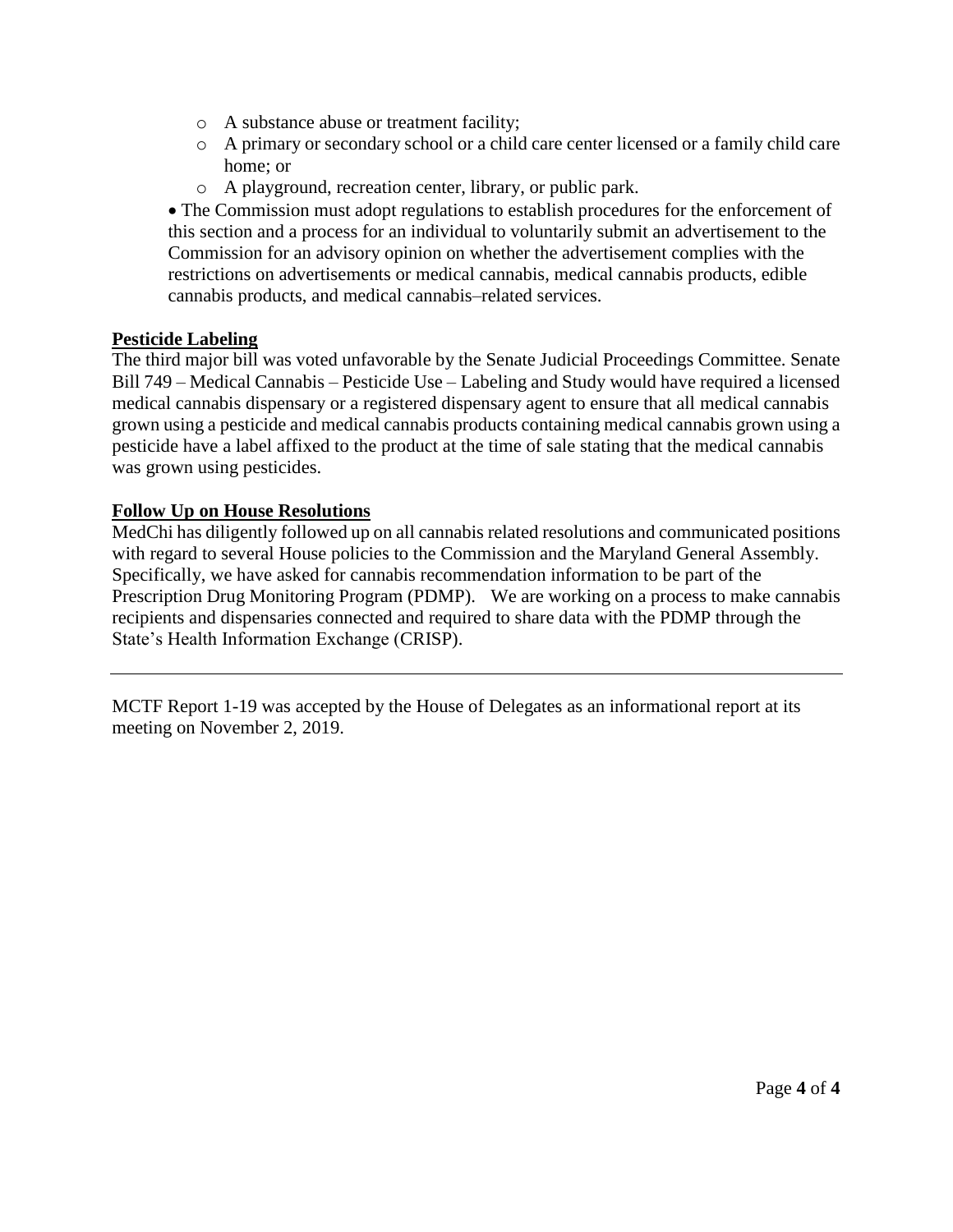- A substance abuse or treatment facility;
- A primary or secondary school or a child care center licensed or a family child care home; or
- A playground, recreation center, library, or public park.

- The Commission must adopt regulations to establish procedures for the enforcement of this section and a process for an individual to voluntarily submit an advertisement to the Commission for an advisory opinion on whether the advertisement complies with the restrictions on advertisements or medical cannabis, medical cannabis products, edible cannabis products, and medical cannabis–related services.

## Pesticide Labeling

The third major bill was voted unfavorable by the Senate Judicial Proceedings Committee. Senate Bill 749 – Medical Cannabis – Pesticide Use – Labeling and Study would have required a licensed medical cannabis dispensary or a registered dispensary agent to ensure that all medical cannabis grown using a pesticide and medical cannabis products containing medical cannabis grown using a pesticide have a label affixed to the product at the time of sale stating that the medical cannabis was grown using pesticides.

## Follow Up on House Resolutions

MedChi has diligently followed up on all cannabis related resolutions and communicated positions with regard to several House policies to the Commission and the Maryland General Assembly. Specifically, we have asked for cannabis recommendation information to be part of the Prescription Drug Monitoring Program (PDMP). We are working on a process to make cannabis recipients and dispensaries connected and required to share data with the PDMP through the State's Health Information Exchange (CRISP).

---

MCTF Report 1-19 was accepted by the House of Delegates as an informational report at its meeting on November 2, 2019.